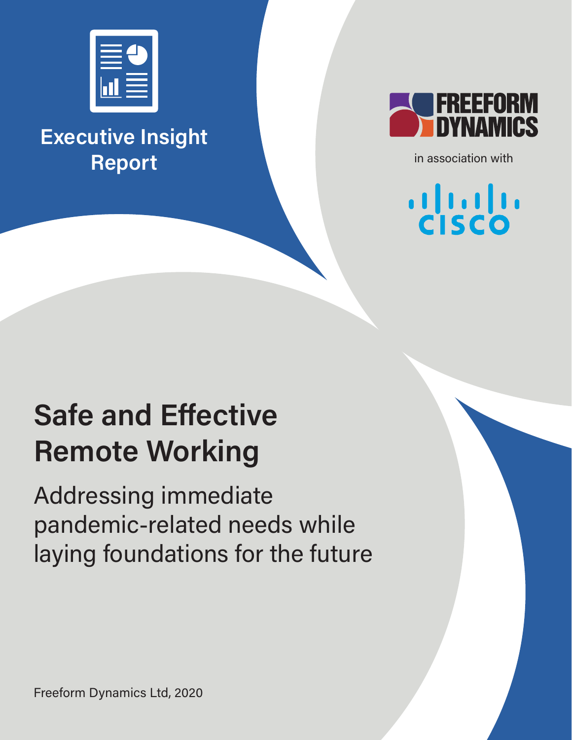Executive Insight Report

FREEFORM DYNAMICS

in association with

CISCO

# Safe and Effective Remote Working

## Addressing immediate pandemic-related needs while laying foundations for the future

Freeform Dynamics Ltd, 2020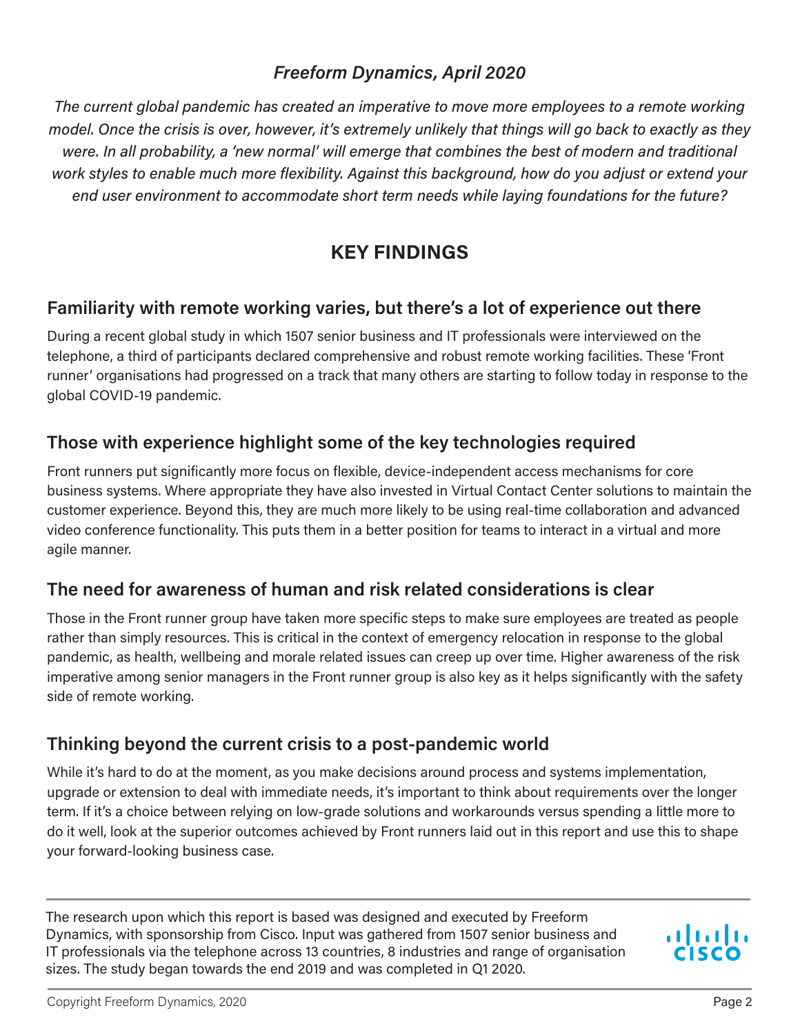*Freeform Dynamics, April 2020*

*The current global pandemic has created an imperative to move more employees to a remote working model. Once the crisis is over, however, it's extremely unlikely that things will go back to exactly as they were. In all probability, a 'new normal' will emerge that combines the best of modern and traditional work styles to enable much more flexibility. Against this background, how do you adjust or extend your end user environment to accommodate short term needs while laying foundations for the future?*

## KEY FINDINGS

### Familiarity with remote working varies, but there's a lot of experience out there

During a recent global study in which 1507 senior business and IT professionals were interviewed on the telephone, a third of participants declared comprehensive and robust remote working facilities. These 'Front runner' organisations had progressed on a track that many others are starting to follow today in response to the global COVID-19 pandemic.

### Those with experience highlight some of the key technologies required

Front runners put significantly more focus on flexible, device-independent access mechanisms for core business systems. Where appropriate they have also invested in Virtual Contact Center solutions to maintain the customer experience. Beyond this, they are much more likely to be using real-time collaboration and advanced video conference functionality. This puts them in a better position for teams to interact in a virtual and more agile manner.

### The need for awareness of human and risk related considerations is clear

Those in the Front runner group have taken more specific steps to make sure employees are treated as people rather than simply resources. This is critical in the context of emergency relocation in response to the global pandemic, as health, wellbeing and morale related issues can creep up over time. Higher awareness of the risk imperative among senior managers in the Front runner group is also key as it helps significantly with the safety side of remote working.

### Thinking beyond the current crisis to a post-pandemic world

While it's hard to do at the moment, as you make decisions around process and systems implementation, upgrade or extension to deal with immediate needs, it's important to think about requirements over the longer term. If it's a choice between relying on low-grade solutions and workarounds versus spending a little more to do it well, look at the superior outcomes achieved by Front runners laid out in this report and use this to shape your forward-looking business case.

---

The research upon which this report is based was designed and executed by Freeform Dynamics, with sponsorship from Cisco. Input was gathered from 1507 senior business and IT professionals via the telephone across 13 countries, 8 industries and range of organisation sizes. The study began towards the end 2019 and was completed in Q1 2020.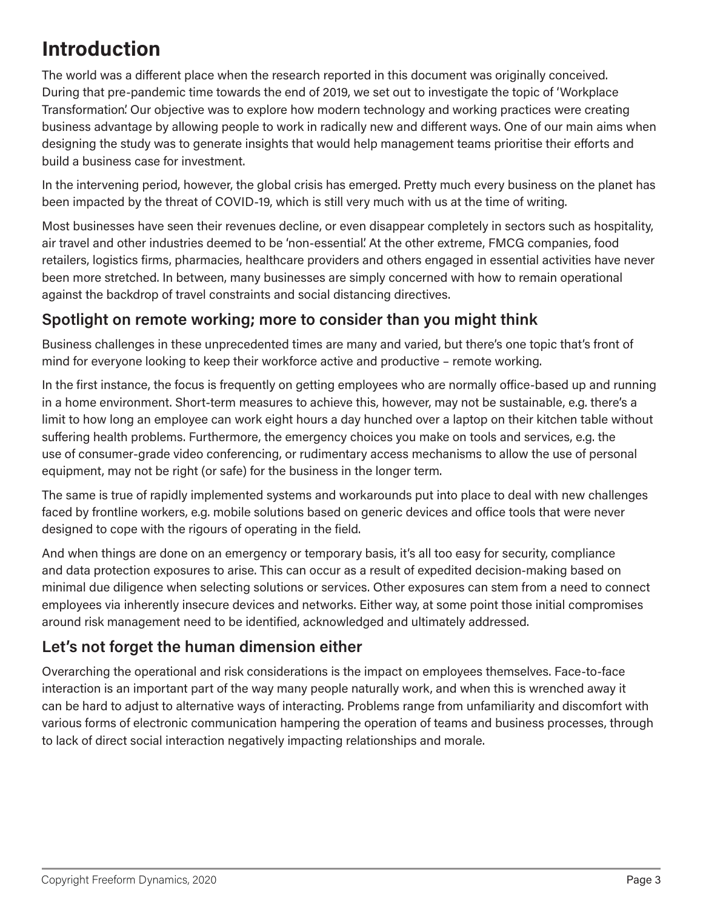# Introduction

The world was a different place when the research reported in this document was originally conceived. During that pre-pandemic time towards the end of 2019, we set out to investigate the topic of 'Workplace Transformation'. Our objective was to explore how modern technology and working practices were creating business advantage by allowing people to work in radically new and different ways. One of our main aims when designing the study was to generate insights that would help management teams prioritise their efforts and build a business case for investment.

In the intervening period, however, the global crisis has emerged. Pretty much every business on the planet has been impacted by the threat of COVID-19, which is still very much with us at the time of writing.

Most businesses have seen their revenues decline, or even disappear completely in sectors such as hospitality, air travel and other industries deemed to be 'non-essential'. At the other extreme, FMCG companies, food retailers, logistics firms, pharmacies, healthcare providers and others engaged in essential activities have never been more stretched. In between, many businesses are simply concerned with how to remain operational against the backdrop of travel constraints and social distancing directives.

## Spotlight on remote working; more to consider than you might think

Business challenges in these unprecedented times are many and varied, but there's one topic that's front of mind for everyone looking to keep their workforce active and productive – remote working.

In the first instance, the focus is frequently on getting employees who are normally office-based up and running in a home environment. Short-term measures to achieve this, however, may not be sustainable, e.g. there's a limit to how long an employee can work eight hours a day hunched over a laptop on their kitchen table without suffering health problems. Furthermore, the emergency choices you make on tools and services, e.g. the use of consumer-grade video conferencing, or rudimentary access mechanisms to allow the use of personal equipment, may not be right (or safe) for the business in the longer term.

The same is true of rapidly implemented systems and workarounds put into place to deal with new challenges faced by frontline workers, e.g. mobile solutions based on generic devices and office tools that were never designed to cope with the rigours of operating in the field.

And when things are done on an emergency or temporary basis, it's all too easy for security, compliance and data protection exposures to arise. This can occur as a result of expedited decision-making based on minimal due diligence when selecting solutions or services. Other exposures can stem from a need to connect employees via inherently insecure devices and networks. Either way, at some point those initial compromises around risk management need to be identified, acknowledged and ultimately addressed.

## Let's not forget the human dimension either

Overarching the operational and risk considerations is the impact on employees themselves. Face-to-face interaction is an important part of the way many people naturally work, and when this is wrenched away it can be hard to adjust to alternative ways of interacting. Problems range from unfamiliarity and discomfort with various forms of electronic communication hampering the operation of teams and business processes, through to lack of direct social interaction negatively impacting relationships and morale.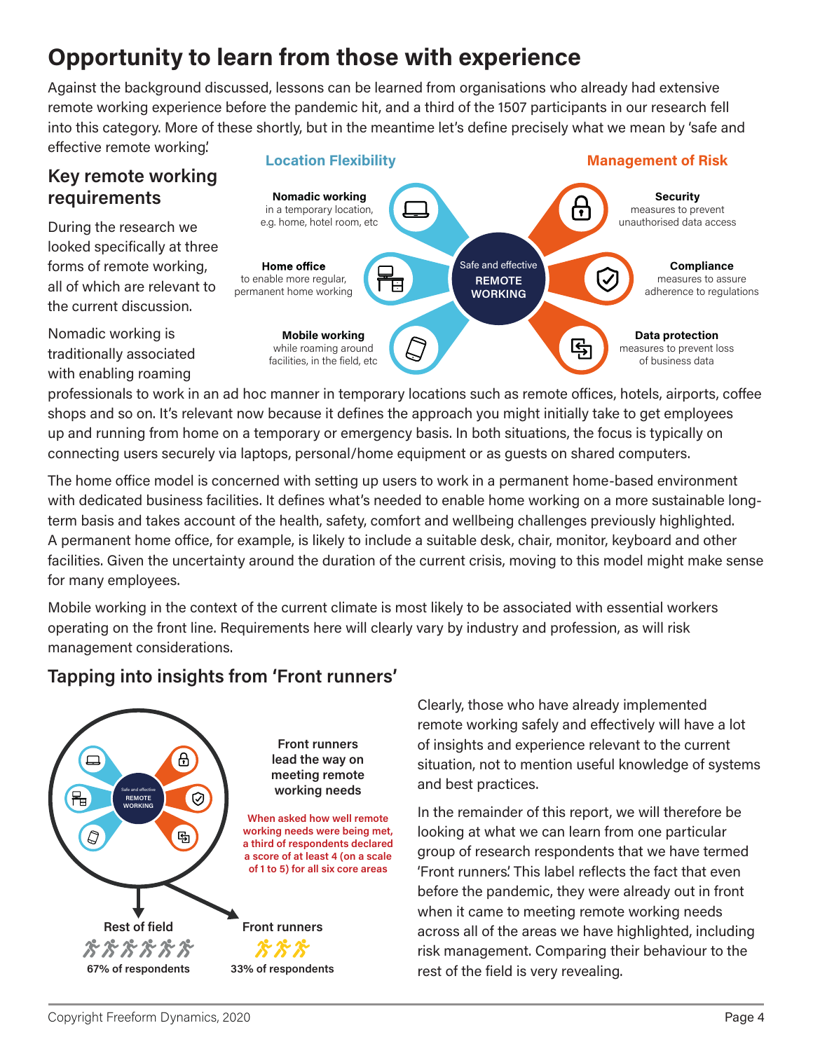# Opportunity to learn from those with experience

Against the background discussed, lessons can be learned from organisations who already had extensive remote working experience before the pandemic hit, and a third of the 1507 participants in our research fell into this category. More of these shortly, but in the meantime let's define precisely what we mean by 'safe and effective remote working.'

## Key remote working requirements

During the research we looked specifically at three forms of remote working, all of which are relevant to the current discussion.

Location Flexibility

**Nomadic working**
in a temporary location, e.g. home, hotel room, etc

**Home office**
to enable more regular, permanent home working

**Mobile working**
while roaming around facilities, in the field, etc

Safe and effective
REMOTE WORKING

Management of Risk

**Security**
measures to prevent unauthorised data access

**Compliance**
measures to assure adherence to regulations

**Data protection**
measures to prevent loss of business data

Nomadic working is traditionally associated with enabling roaming professionals to work in an ad hoc manner in temporary locations such as remote offices, hotels, airports, coffee shops and so on. It's relevant now because it defines the approach you might initially take to get employees up and running from home on a temporary or emergency basis. In both situations, the focus is typically on connecting users securely via laptops, personal/home equipment or as guests on shared computers.

The home office model is concerned with setting up users to work in a permanent home-based environment with dedicated business facilities. It defines what's needed to enable home working on a more sustainable long-term basis and takes account of the health, safety, comfort and wellbeing challenges previously highlighted. A permanent home office, for example, is likely to include a suitable desk, chair, monitor, keyboard and other facilities. Given the uncertainty around the duration of the current crisis, moving to this model might make sense for many employees.

Mobile working in the context of the current climate is most likely to be associated with essential workers operating on the front line. Requirements here will clearly vary by industry and profession, as will risk management considerations.

## Tapping into insights from 'Front runners'

Safe and effective
REMOTE WORKING

**Front runners lead the way on meeting remote working needs**

When asked how well remote working needs were being met, a third of respondents declared a score of at least 4 (on a scale of 1 to 5) for all six core areas

**Rest of field**
67% of respondents

**Front runners**
33% of respondents

Clearly, those who have already implemented remote working safely and effectively will have a lot of insights and experience relevant to the current situation, not to mention useful knowledge of systems and best practices.

In the remainder of this report, we will therefore be looking at what we can learn from one particular group of research respondents that we have termed 'Front runners.' This label reflects the fact that even before the pandemic, they were already out in front when it came to meeting remote working needs across all of the areas we have highlighted, including risk management. Comparing their behaviour to the rest of the field is very revealing.

Copyright Freeform Dynamics, 2020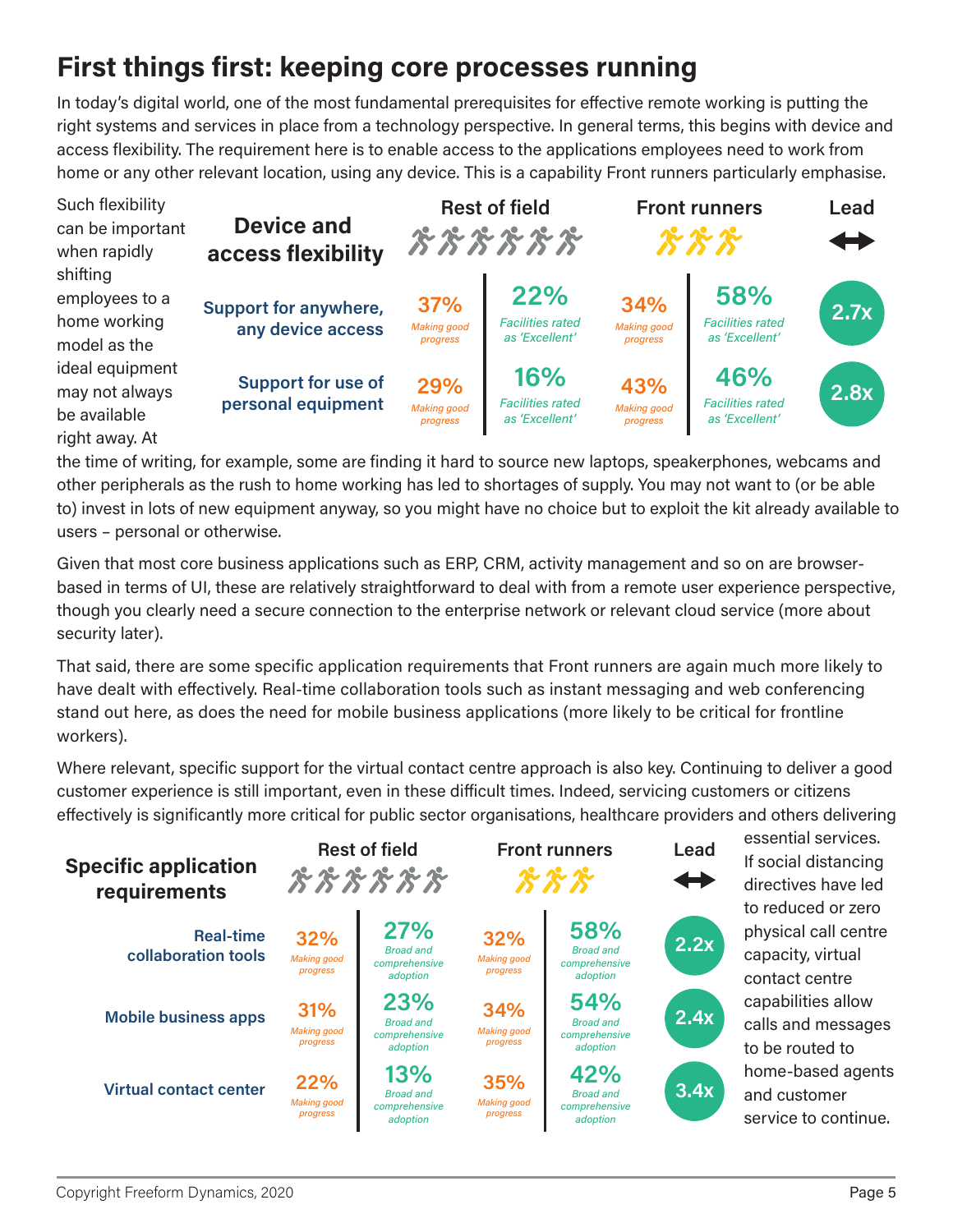# First things first: keeping core processes running

In today's digital world, one of the most fundamental prerequisites for effective remote working is putting the right systems and services in place from a technology perspective. In general terms, this begins with device and access flexibility. The requirement here is to enable access to the applications employees need to work from home or any other relevant location, using any device. This is a capability Front runners particularly emphasise.

| Device and access flexibility | Rest of field: Making good progress | Rest of field: Facilities rated as 'Excellent' | Front runners: Making good progress | Front runners: Facilities rated as 'Excellent' | Lead |
|---|---|---|---|---|---|
| Support for anywhere, any device access | 37% | 22% | 34% | 58% | 2.7x |
| Support for use of personal equipment | 29% | 16% | 43% | 46% | 2.8x |

Such flexibility can be important when rapidly shifting employees to a home working model as the ideal equipment may not always be available right away. At the time of writing, for example, some are finding it hard to source new laptops, speakerphones, webcams and other peripherals as the rush to home working has led to shortages of supply. You may not want to (or be able to) invest in lots of new equipment anyway, so you might have no choice but to exploit the kit already available to users – personal or otherwise.

Given that most core business applications such as ERP, CRM, activity management and so on are browser-based in terms of UI, these are relatively straightforward to deal with from a remote user experience perspective, though you clearly need a secure connection to the enterprise network or relevant cloud service (more about security later).

That said, there are some specific application requirements that Front runners are again much more likely to have dealt with effectively. Real-time collaboration tools such as instant messaging and web conferencing stand out here, as does the need for mobile business applications (more likely to be critical for frontline workers).

Where relevant, specific support for the virtual contact centre approach is also key. Continuing to deliver a good customer experience is still important, even in these difficult times. Indeed, servicing customers or citizens effectively is significantly more critical for public sector organisations, healthcare providers and others delivering essential services. If social distancing directives have led to reduced or zero physical call centre capacity, virtual contact centre capabilities allow calls and messages to be routed to home-based agents and customer service to continue.

| Specific application requirements | Rest of field: Making good progress | Rest of field: Broad and comprehensive adoption | Front runners: Making good progress | Front runners: Broad and comprehensive adoption | Lead |
|---|---|---|---|---|---|
| Real-time collaboration tools | 32% | 27% | 32% | 58% | 2.2x |
| Mobile business apps | 31% | 23% | 34% | 54% | 2.4x |
| Virtual contact center | 22% | 13% | 35% | 42% | 3.4x |

Copyright Freeform Dynamics, 2020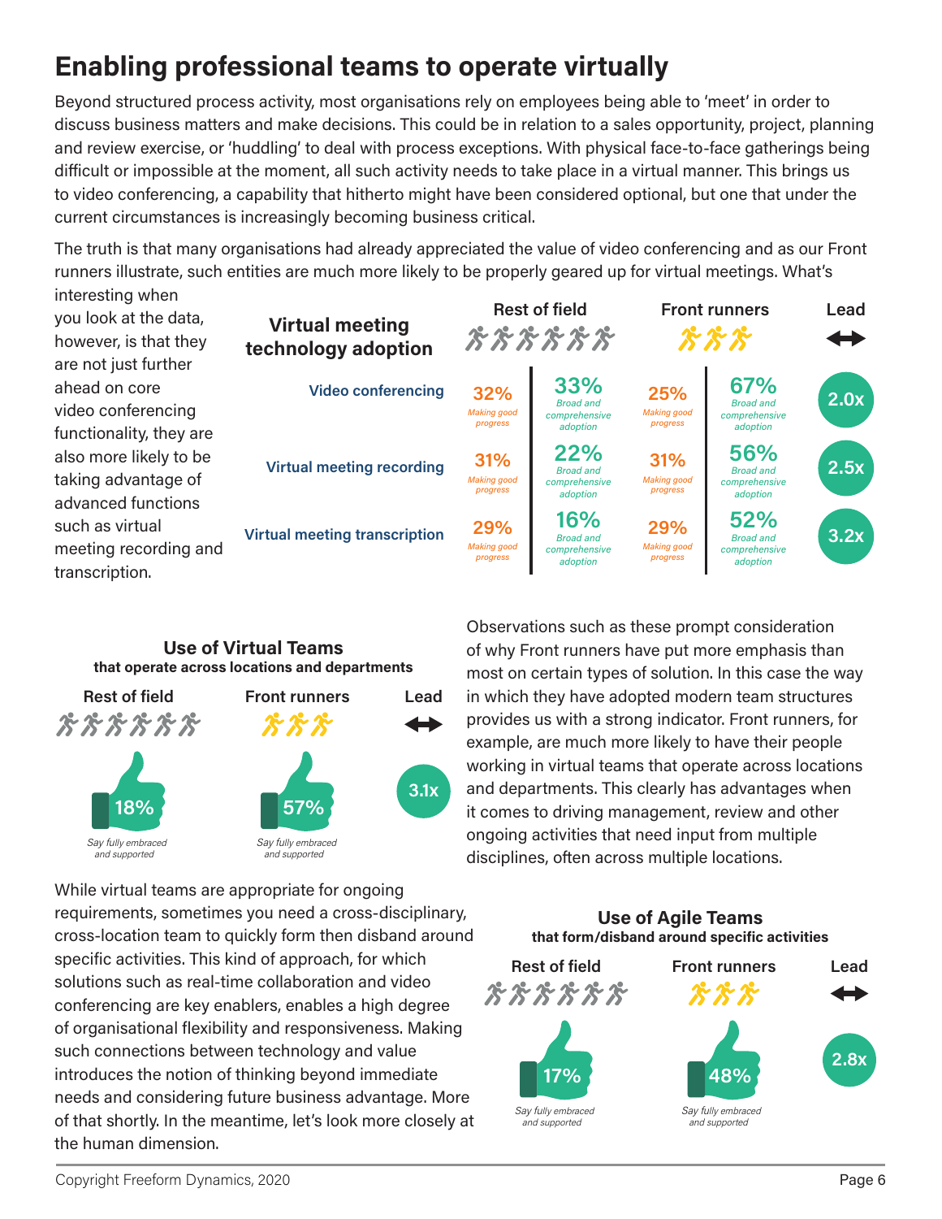# Enabling professional teams to operate virtually

Beyond structured process activity, most organisations rely on employees being able to 'meet' in order to discuss business matters and make decisions. This could be in relation to a sales opportunity, project, planning and review exercise, or 'huddling' to deal with process exceptions. With physical face-to-face gatherings being difficult or impossible at the moment, all such activity needs to take place in a virtual manner. This brings us to video conferencing, a capability that hitherto might have been considered optional, but one that under the current circumstances is increasingly becoming business critical.

The truth is that many organisations had already appreciated the value of video conferencing and as our Front runners illustrate, such entities are much more likely to be properly geared up for virtual meetings. What's interesting when you look at the data, however, is that they are not just further ahead on core video conferencing functionality, they are also more likely to be taking advantage of advanced functions such as virtual meeting recording and transcription.

**Virtual meeting technology adoption**

Rest of field

Front runners

Lead

Video conferencing
32% Making good progress
33% Broad and comprehensive adoption
25% Making good progress
67% Broad and comprehensive adoption
2.0x

Virtual meeting recording
31% Making good progress
22% Broad and comprehensive adoption
31% Making good progress
56% Broad and comprehensive adoption
2.5x

Virtual meeting transcription
29% Making good progress
16% Broad and comprehensive adoption
29% Making good progress
52% Broad and comprehensive adoption
3.2x

**Use of Virtual Teams**
**that operate across locations and departments**

Rest of field
18%
Say fully embraced and supported

Front runners
57%
Say fully embraced and supported

Lead
3.1x

Observations such as these prompt consideration of why Front runners have put more emphasis than most on certain types of solution. In this case the way in which they have adopted modern team structures provides us with a strong indicator. Front runners, for example, are much more likely to have their people working in virtual teams that operate across locations and departments. This clearly has advantages when it comes to driving management, review and other ongoing activities that need input from multiple disciplines, often across multiple locations.

While virtual teams are appropriate for ongoing requirements, sometimes you need a cross-disciplinary, cross-location team to quickly form then disband around specific activities. This kind of approach, for which solutions such as real-time collaboration and video conferencing are key enablers, enables a high degree of organisational flexibility and responsiveness. Making such connections between technology and value introduces the notion of thinking beyond immediate needs and considering future business advantage. More of that shortly. In the meantime, let's look more closely at the human dimension.

**Use of Agile Teams**
**that form/disband around specific activities**

Rest of field
17%
Say fully embraced and supported

Front runners
48%
Say fully embraced and supported

Lead
2.8x

Copyright Freeform Dynamics, 2020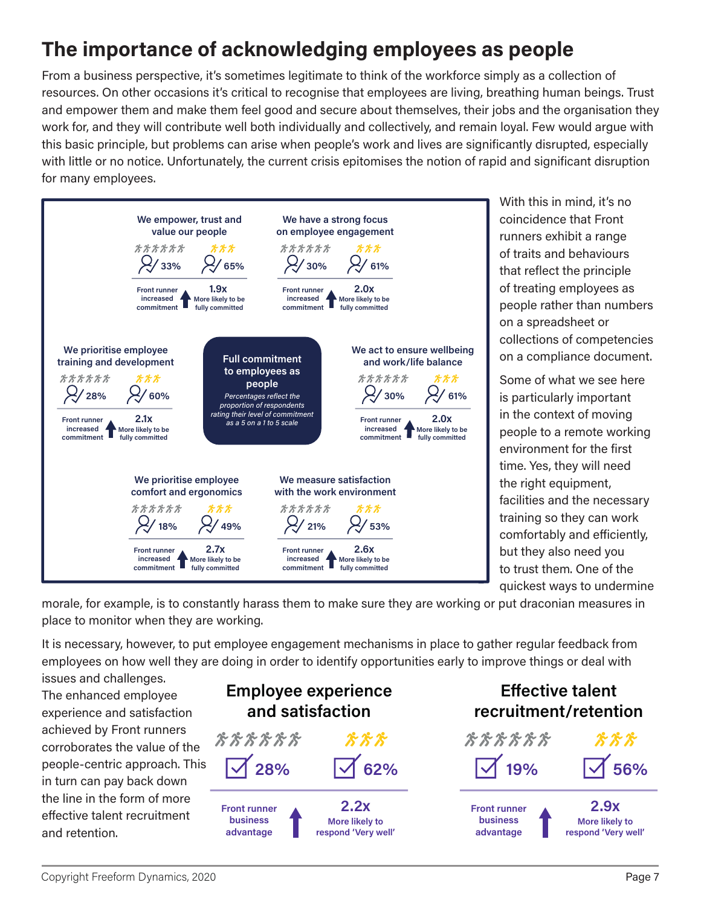# The importance of acknowledging employees as people

From a business perspective, it's sometimes legitimate to think of the workforce simply as a collection of resources. On other occasions it's critical to recognise that employees are living, breathing human beings. Trust and empower them and make them feel good and secure about themselves, their jobs and the organisation they work for, and they will contribute well both individually and collectively, and remain loyal. Few would argue with this basic principle, but problems can arise when people's work and lives are significantly disrupted, especially with little or no notice. Unfortunately, the current crisis epitomises the notion of rapid and significant disruption for many employees.

**Full commitment to employees as people**

*Percentages reflect the proportion of respondents rating their level of commitment as a 5 on a 1 to 5 scale*

We empower, trust and value our people
33%
65%
Front runner increased commitment
1.9x More likely to be fully committed

We have a strong focus on employee engagement
30%
61%
Front runner increased commitment
2.0x More likely to be fully committed

We prioritise employee training and development
28%
60%
Front runner increased commitment
2.1x More likely to be fully committed

We act to ensure wellbeing and work/life balance
30%
61%
Front runner increased commitment
2.0x More likely to be fully committed

We prioritise employee comfort and ergonomics
18%
49%
Front runner increased commitment
2.7x More likely to be fully committed

We measure satisfaction with the work environment
21%
53%
Front runner increased commitment
2.6x More likely to be fully committed

With this in mind, it's no coincidence that Front runners exhibit a range of traits and behaviours that reflect the principle of treating employees as people rather than numbers on a spreadsheet or collections of competencies on a compliance document.

Some of what we see here is particularly important in the context of moving people to a remote working environment for the first time. Yes, they will need the right equipment, facilities and the necessary training so they can work comfortably and efficiently, but they also need you to trust them. One of the quickest ways to undermine morale, for example, is to constantly harass them to make sure they are working or put draconian measures in place to monitor when they are working.

It is necessary, however, to put employee engagement mechanisms in place to gather regular feedback from employees on how well they are doing in order to identify opportunities early to improve things or deal with issues and challenges.

The enhanced employee experience and satisfaction achieved by Front runners corroborates the value of the people-centric approach. This in turn can pay back down the line in the form of more effective talent recruitment and retention.

**Employee experience and satisfaction**

28%
62%
Front runner business advantage
2.2x More likely to respond 'Very well'

**Effective talent recruitment/retention**

19%
56%
Front runner business advantage
2.9x More likely to respond 'Very well'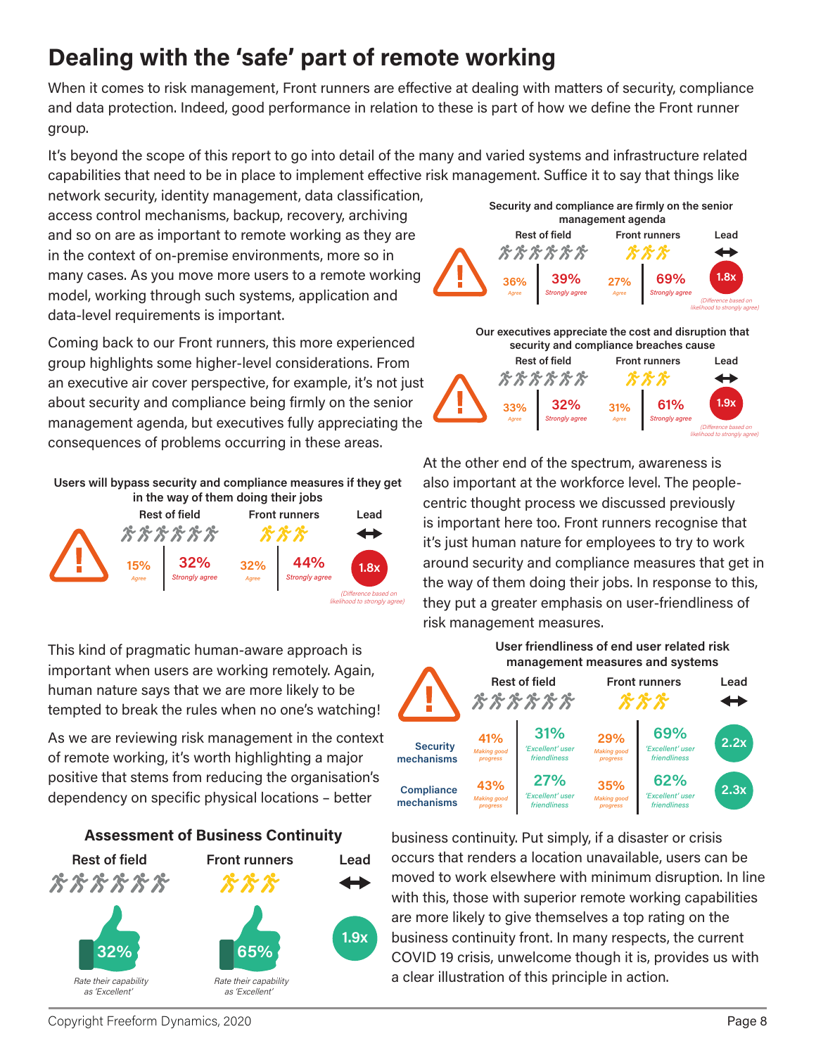# Dealing with the 'safe' part of remote working

When it comes to risk management, Front runners are effective at dealing with matters of security, compliance and data protection. Indeed, good performance in relation to these is part of how we define the Front runner group.

It's beyond the scope of this report to go into detail of the many and varied systems and infrastructure related capabilities that need to be in place to implement effective risk management. Suffice it to say that things like network security, identity management, data classification, access control mechanisms, backup, recovery, archiving and so on are as important to remote working as they are in the context of on-premise environments, more so in many cases. As you move more users to a remote working model, working through such systems, application and data-level requirements is important.

Coming back to our Front runners, this more experienced group highlights some higher-level considerations. From an executive air cover perspective, for example, it's not just about security and compliance being firmly on the senior management agenda, but executives fully appreciating the consequences of problems occurring in these areas.

**Security and compliance are firmly on the senior management agenda**

Rest of field: 36% Agree, 39% Strongly agree
Front runners: 27% Agree, 69% Strongly agree
Lead: 1.8x
(Difference based on likelihood to strongly agree)

**Our executives appreciate the cost and disruption that security and compliance breaches cause**

Rest of field: 33% Agree, 32% Strongly agree
Front runners: 31% Agree, 61% Strongly agree
Lead: 1.9x
(Difference based on likelihood to strongly agree)

At the other end of the spectrum, awareness is also important at the workforce level. The people-centric thought process we discussed previously is important here too. Front runners recognise that it's just human nature for employees to try to work around security and compliance measures that get in the way of them doing their jobs. In response to this, they put a greater emphasis on user-friendliness of risk management measures.

**Users will bypass security and compliance measures if they get in the way of them doing their jobs**

Rest of field: 15% Agree, 32% Strongly agree
Front runners: 32% Agree, 44% Strongly agree
Lead: 1.8x
(Difference based on likelihood to strongly agree)

**User friendliness of end user related risk management measures and systems**

Security mechanisms
Rest of field: 41% Making good progress, 31% 'Excellent' user friendliness
Front runners: 29% Making good progress, 69% 'Excellent' user friendliness
Lead: 2.2x

Compliance mechanisms
Rest of field: 43% Making good progress, 27% 'Excellent' user friendliness
Front runners: 35% Making good progress, 62% 'Excellent' user friendliness
Lead: 2.3x

This kind of pragmatic human-aware approach is important when users are working remotely. Again, human nature says that we are more likely to be tempted to break the rules when no one's watching!

As we are reviewing risk management in the context of remote working, it's worth highlighting a major positive that stems from reducing the organisation's dependency on specific physical locations – better business continuity. Put simply, if a disaster or crisis occurs that renders a location unavailable, users can be moved to work elsewhere with minimum disruption. In line with this, those with superior remote working capabilities are more likely to give themselves a top rating on the business continuity front. In many respects, the current COVID 19 crisis, unwelcome though it is, provides us with a clear illustration of this principle in action.

**Assessment of Business Continuity**

Rest of field: 32% Rate their capability as 'Excellent'
Front runners: 65% Rate their capability as 'Excellent'
Lead: 1.9x

Copyright Freeform Dynamics, 2020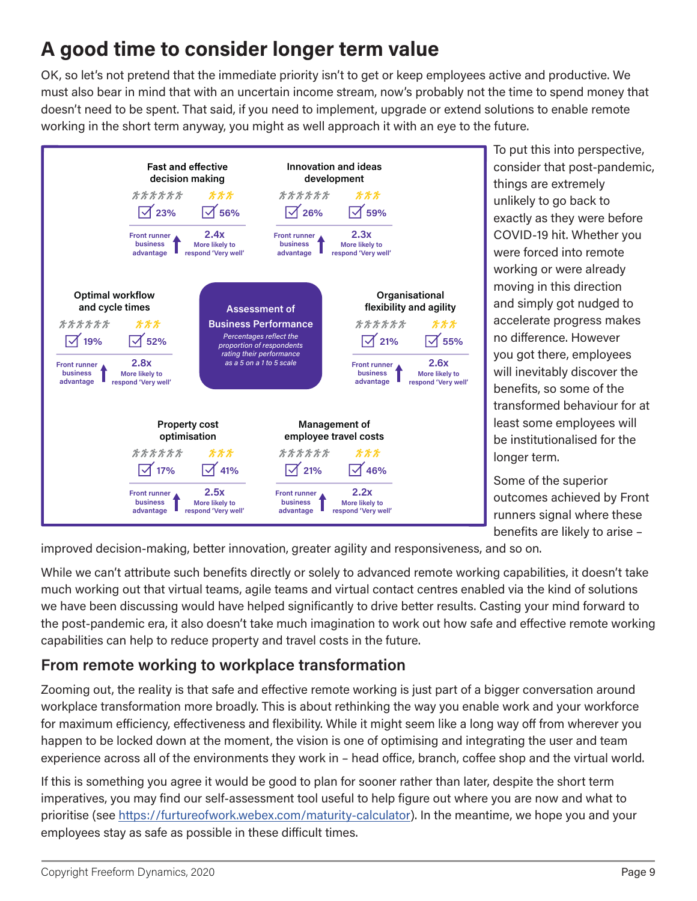# A good time to consider longer term value

OK, so let's not pretend that the immediate priority isn't to get or keep employees active and productive. We must also bear in mind that with an uncertain income stream, now's probably not the time to spend money that doesn't need to be spent. That said, if you need to implement, upgrade or extend solutions to enable remote working in the short term anyway, you might as well approach it with an eye to the future.

Assessment of Business Performance

*Percentages reflect the proportion of respondents rating their performance as a 5 on a 1 to 5 scale*

Fast and effective decision making
23%
56%
Front runner business advantage
2.4x More likely to respond 'Very well'

Innovation and ideas development
26%
59%
Front runner business advantage
2.3x More likely to respond 'Very well'

Optimal workflow and cycle times
19%
52%
Front runner business advantage
2.8x More likely to respond 'Very well'

Organisational flexibility and agility
21%
55%
Front runner business advantage
2.6x More likely to respond 'Very well'

Property cost optimisation
17%
41%
Front runner business advantage
2.5x More likely to respond 'Very well'

Management of employee travel costs
21%
46%
Front runner business advantage
2.2x More likely to respond 'Very well'

To put this into perspective, consider that post-pandemic, things are extremely unlikely to go back to exactly as they were before COVID-19 hit. Whether you were forced into remote working or were already moving in this direction and simply got nudged to accelerate progress makes no difference. However you got there, employees will inevitably discover the benefits, so some of the transformed behaviour for at least some employees will be institutionalised for the longer term.

Some of the superior outcomes achieved by Front runners signal where these benefits are likely to arise – improved decision-making, better innovation, greater agility and responsiveness, and so on.

While we can't attribute such benefits directly or solely to advanced remote working capabilities, it doesn't take much working out that virtual teams, agile teams and virtual contact centres enabled via the kind of solutions we have been discussing would have helped significantly to drive better results. Casting your mind forward to the post-pandemic era, it also doesn't take much imagination to work out how safe and effective remote working capabilities can help to reduce property and travel costs in the future.

## From remote working to workplace transformation

Zooming out, the reality is that safe and effective remote working is just part of a bigger conversation around workplace transformation more broadly. This is about rethinking the way you enable work and your workforce for maximum efficiency, effectiveness and flexibility. While it might seem like a long way off from wherever you happen to be locked down at the moment, the vision is one of optimising and integrating the user and team experience across all of the environments they work in – head office, branch, coffee shop and the virtual world.

If this is something you agree it would be good to plan for sooner rather than later, despite the short term imperatives, you may find our self-assessment tool useful to help figure out where you are now and what to prioritise (see https://furtureofwork.webex.com/maturity-calculator). In the meantime, we hope you and your employees stay as safe as possible in these difficult times.

Copyright Freeform Dynamics, 2020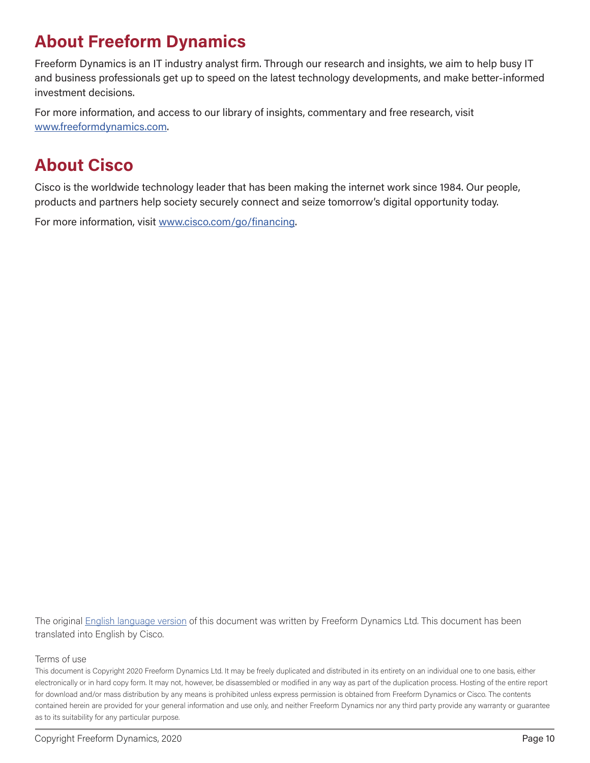## About Freeform Dynamics

Freeform Dynamics is an IT industry analyst firm. Through our research and insights, we aim to help busy IT and business professionals get up to speed on the latest technology developments, and make better-informed investment decisions.

For more information, and access to our library of insights, commentary and free research, visit www.freeformdynamics.com.

## About Cisco

Cisco is the worldwide technology leader that has been making the internet work since 1984. Our people, products and partners help society securely connect and seize tomorrow's digital opportunity today.

For more information, visit www.cisco.com/go/financing.

The original English language version of this document was written by Freeform Dynamics Ltd. This document has been translated into English by Cisco.

Terms of use

This document is Copyright 2020 Freeform Dynamics Ltd. It may be freely duplicated and distributed in its entirety on an individual one to one basis, either electronically or in hard copy form. It may not, however, be disassembled or modified in any way as part of the duplication process. Hosting of the entire report for download and/or mass distribution by any means is prohibited unless express permission is obtained from Freeform Dynamics or Cisco. The contents contained herein are provided for your general information and use only, and neither Freeform Dynamics nor any third party provide any warranty or guarantee as to its suitability for any particular purpose.